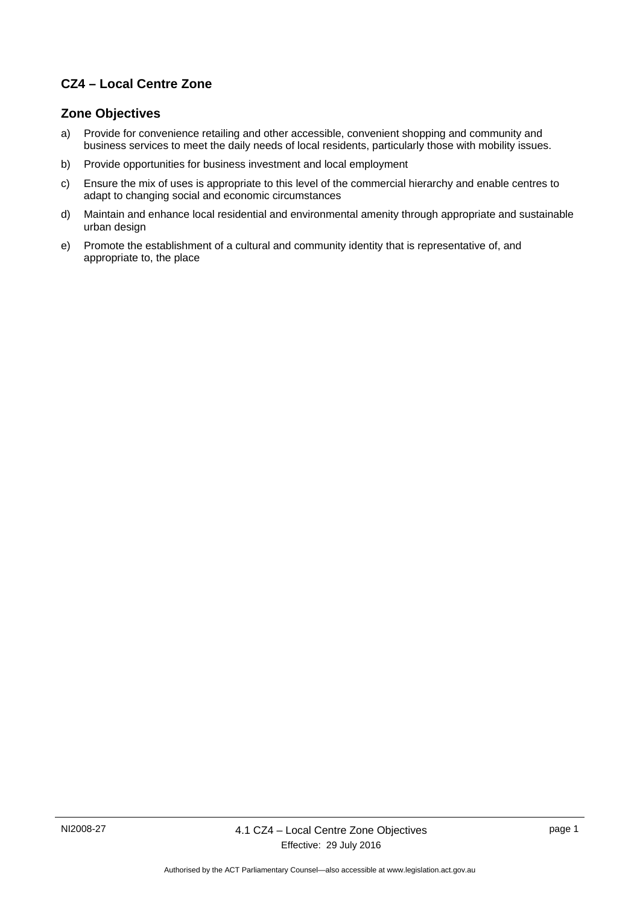## CZ4 – Local Centre Zone

### Zone Objectives

a) Provide for convenience retailing and other accessible, convenient shopping and community and business services to meet the daily needs of local residents, particularly those with mobility issues.

b) Provide opportunities for business investment and local employment

c) Ensure the mix of uses is appropriate to this level of the commercial hierarchy and enable centres to adapt to changing social and economic circumstances

d) Maintain and enhance local residential and environmental amenity through appropriate and sustainable urban design

e) Promote the establishment of a cultural and community identity that is representative of, and appropriate to, the place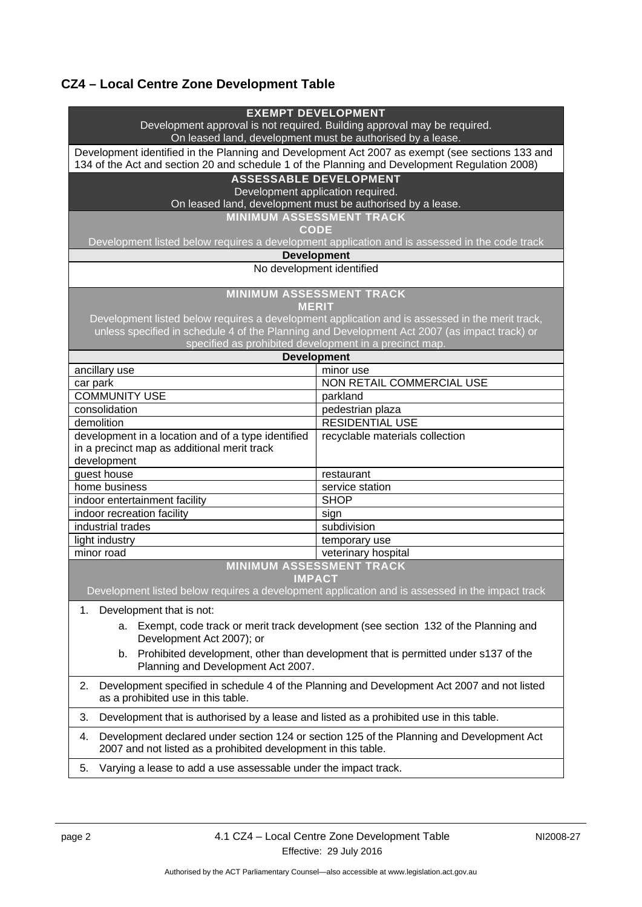## CZ4 – Local Centre Zone Development Table

| EXEMPT DEVELOPMENT<br>Development approval is not required. Building approval may be required.<br>On leased land, development must be authorised by a lease. | |
|---|---|
| Development identified in the Planning and Development Act 2007 as exempt (see sections 133 and 134 of the Act and section 20 and schedule 1 of the Planning and Development Regulation 2008) | |
| **ASSESSABLE DEVELOPMENT**<br>Development application required.<br>On leased land, development must be authorised by a lease. | |
| **MINIMUM ASSESSMENT TRACK**<br>**CODE**<br>Development listed below requires a development application and is assessed in the code track | |
| **Development** | |
| No development identified | |
| **MINIMUM ASSESSMENT TRACK**<br>**MERIT**<br>Development listed below requires a development application and is assessed in the merit track, unless specified in schedule 4 of the Planning and Development Act 2007 (as impact track) or specified as prohibited development in a precinct map. | |
| **Development** | |
| ancillary use | minor use |
| car park | NON RETAIL COMMERCIAL USE |
| COMMUNITY USE | parkland |
| consolidation | pedestrian plaza |
| demolition | RESIDENTIAL USE |
| development in a location and of a type identified in a precinct map as additional merit track development | recyclable materials collection |
| guest house | restaurant |
| home business | service station |
| indoor entertainment facility | SHOP |
| indoor recreation facility | sign |
| industrial trades | subdivision |
| light industry | temporary use |
| minor road | veterinary hospital |
| **MINIMUM ASSESSMENT TRACK**<br>**IMPACT**<br>Development listed below requires a development application and is assessed in the impact track | |
| 1. Development that is not:<br>a. Exempt, code track or merit track development (see section 132 of the Planning and Development Act 2007); or<br>b. Prohibited development, other than development that is permitted under s137 of the Planning and Development Act 2007. | |
| 2. Development specified in schedule 4 of the Planning and Development Act 2007 and not listed as a prohibited use in this table. | |
| 3. Development that is authorised by a lease and listed as a prohibited use in this table. | |
| 4. Development declared under section 124 or section 125 of the Planning and Development Act 2007 and not listed as a prohibited development in this table. | |
| 5. Varying a lease to add a use assessable under the impact track. | |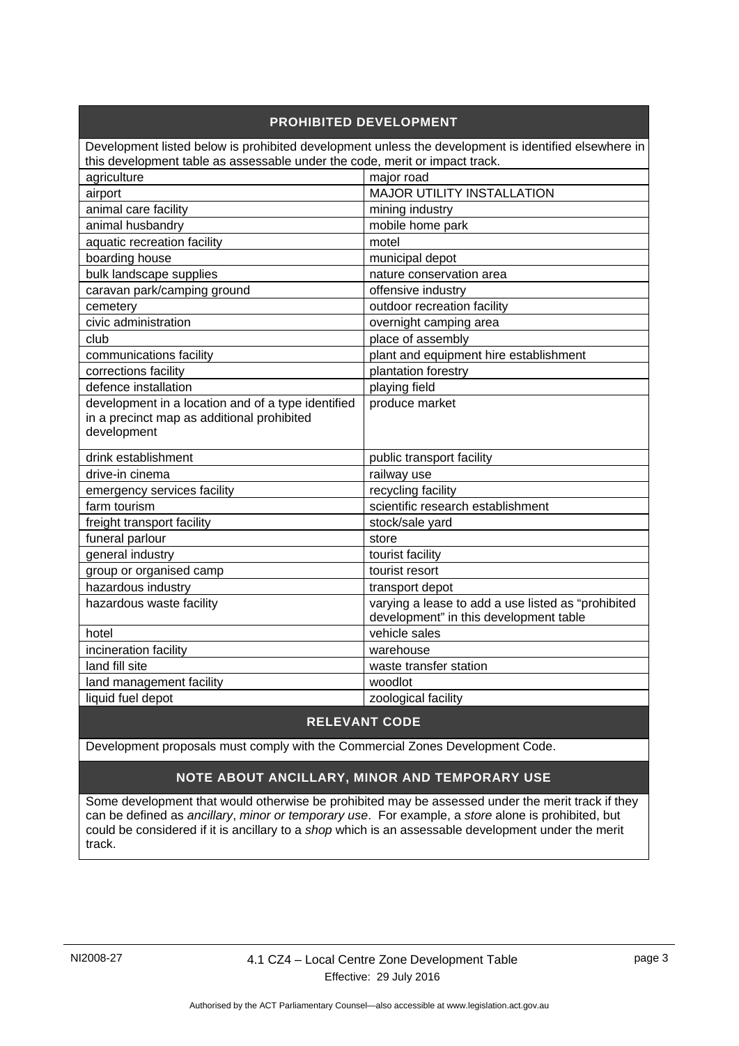## PROHIBITED DEVELOPMENT

Development listed below is prohibited development unless the development is identified elsewhere in this development table as assessable under the code, merit or impact track.

| | |
|---|---|
| agriculture | major road |
| airport | MAJOR UTILITY INSTALLATION |
| animal care facility | mining industry |
| animal husbandry | mobile home park |
| aquatic recreation facility | motel |
| boarding house | municipal depot |
| bulk landscape supplies | nature conservation area |
| caravan park/camping ground | offensive industry |
| cemetery | outdoor recreation facility |
| civic administration | overnight camping area |
| club | place of assembly |
| communications facility | plant and equipment hire establishment |
| corrections facility | plantation forestry |
| defence installation | playing field |
| development in a location and of a type identified in a precinct map as additional prohibited development | produce market |
| drink establishment | public transport facility |
| drive-in cinema | railway use |
| emergency services facility | recycling facility |
| farm tourism | scientific research establishment |
| freight transport facility | stock/sale yard |
| funeral parlour | store |
| general industry | tourist facility |
| group or organised camp | tourist resort |
| hazardous industry | transport depot |
| hazardous waste facility | varying a lease to add a use listed as "prohibited development" in this development table |
| hotel | vehicle sales |
| incineration facility | warehouse |
| land fill site | waste transfer station |
| land management facility | woodlot |
| liquid fuel depot | zoological facility |

## RELEVANT CODE

Development proposals must comply with the Commercial Zones Development Code.

## NOTE ABOUT ANCILLARY, MINOR AND TEMPORARY USE

Some development that would otherwise be prohibited may be assessed under the merit track if they can be defined as *ancillary*, *minor or temporary use*. For example, a *store* alone is prohibited, but could be considered if it is ancillary to a *shop* which is an assessable development under the merit track.